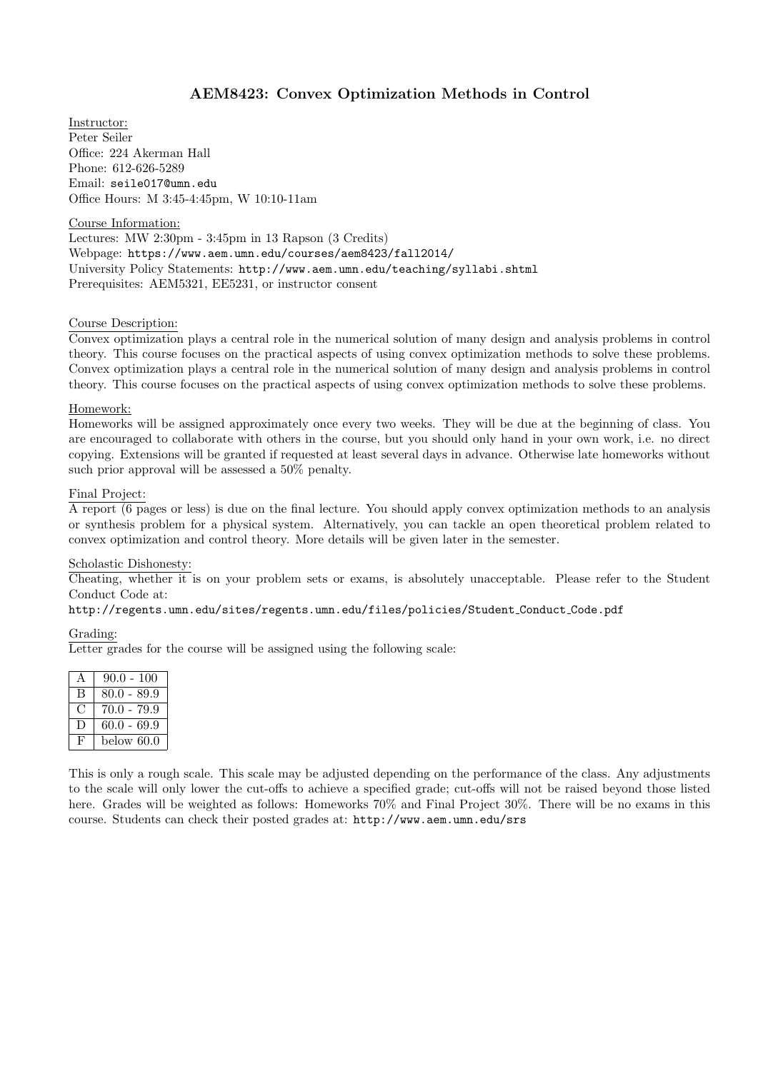# AEM8423: Convex Optimization Methods in Control

Instructor:
Peter Seiler
Office: 224 Akerman Hall
Phone: 612-626-5289
Email: seile017@umn.edu
Office Hours: M 3:45-4:45pm, W 10:10-11am

Course Information:
Lectures: MW 2:30pm - 3:45pm in 13 Rapson (3 Credits)
Webpage: https://www.aem.umn.edu/courses/aem8423/fall2014/
University Policy Statements: http://www.aem.umn.edu/teaching/syllabi.shtml
Prerequisites: AEM5321, EE5231, or instructor consent

Course Description:
Convex optimization plays a central role in the numerical solution of many design and analysis problems in control theory. This course focuses on the practical aspects of using convex optimization methods to solve these problems. Convex optimization plays a central role in the numerical solution of many design and analysis problems in control theory. This course focuses on the practical aspects of using convex optimization methods to solve these problems.

Homework:
Homeworks will be assigned approximately once every two weeks. They will be due at the beginning of class. You are encouraged to collaborate with others in the course, but you should only hand in your own work, i.e. no direct copying. Extensions will be granted if requested at least several days in advance. Otherwise late homeworks without such prior approval will be assessed a 50% penalty.

Final Project:
A report (6 pages or less) is due on the final lecture. You should apply convex optimization methods to an analysis or synthesis problem for a physical system. Alternatively, you can tackle an open theoretical problem related to convex optimization and control theory. More details will be given later in the semester.

Scholastic Dishonesty:
Cheating, whether it is on your problem sets or exams, is absolutely unacceptable. Please refer to the Student Conduct Code at:
http://regents.umn.edu/sites/regents.umn.edu/files/policies/Student_Conduct_Code.pdf

Grading:
Letter grades for the course will be assigned using the following scale:

| Grade | Range |
|---|---|
| A | 90.0 - 100 |
| B | 80.0 - 89.9 |
| C | 70.0 - 79.9 |
| D | 60.0 - 69.9 |
| F | below 60.0 |

This is only a rough scale. This scale may be adjusted depending on the performance of the class. Any adjustments to the scale will only lower the cut-offs to achieve a specified grade; cut-offs will not be raised beyond those listed here. Grades will be weighted as follows: Homeworks 70% and Final Project 30%. There will be no exams in this course. Students can check their posted grades at: http://www.aem.umn.edu/srs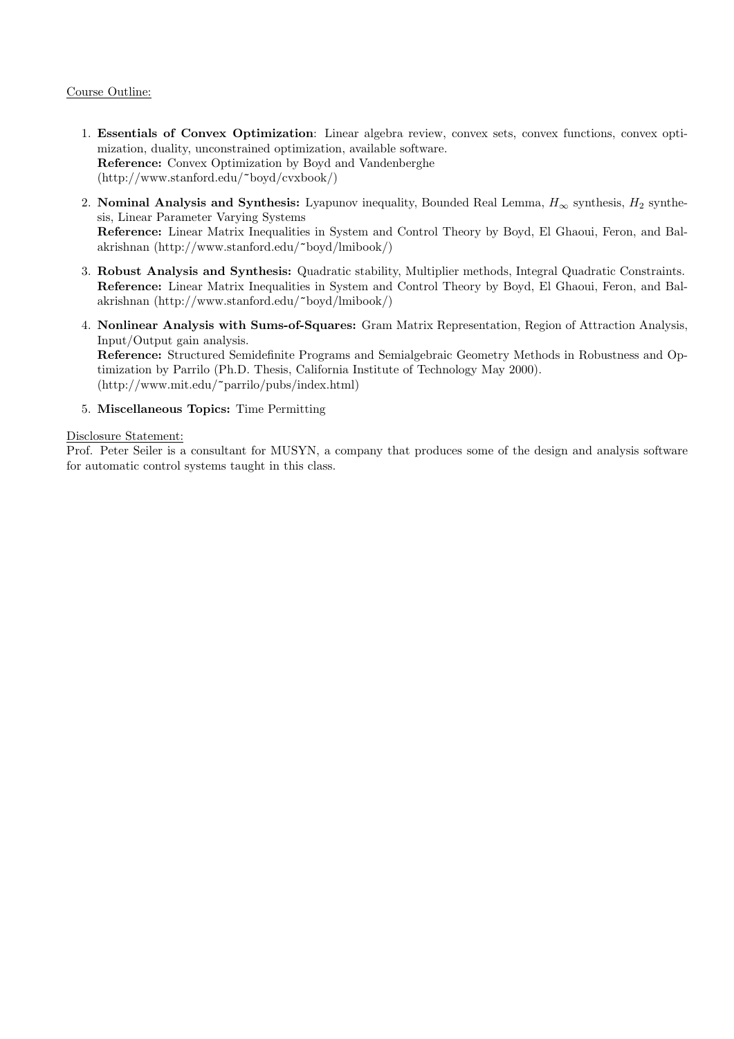Course Outline:

1. **Essentials of Convex Optimization**: Linear algebra review, convex sets, convex functions, convex optimization, duality, unconstrained optimization, available software.
   **Reference:** Convex Optimization by Boyd and Vandenberghe
   (http://www.stanford.edu/~boyd/cvxbook/)

2. **Nominal Analysis and Synthesis:** Lyapunov inequality, Bounded Real Lemma, $H_\infty$ synthesis, $H_2$ synthesis, Linear Parameter Varying Systems
   **Reference:** Linear Matrix Inequalities in System and Control Theory by Boyd, El Ghaoui, Feron, and Balakrishnan (http://www.stanford.edu/~boyd/lmibook/)

3. **Robust Analysis and Synthesis:** Quadratic stability, Multiplier methods, Integral Quadratic Constraints.
   **Reference:** Linear Matrix Inequalities in System and Control Theory by Boyd, El Ghaoui, Feron, and Balakrishnan (http://www.stanford.edu/~boyd/lmibook/)

4. **Nonlinear Analysis with Sums-of-Squares:** Gram Matrix Representation, Region of Attraction Analysis, Input/Output gain analysis.
   **Reference:** Structured Semidefinite Programs and Semialgebraic Geometry Methods in Robustness and Optimization by Parrilo (Ph.D. Thesis, California Institute of Technology May 2000).
   (http://www.mit.edu/~parrilo/pubs/index.html)

5. **Miscellaneous Topics:** Time Permitting

Disclosure Statement:
Prof. Peter Seiler is a consultant for MUSYN, a company that produces some of the design and analysis software for automatic control systems taught in this class.